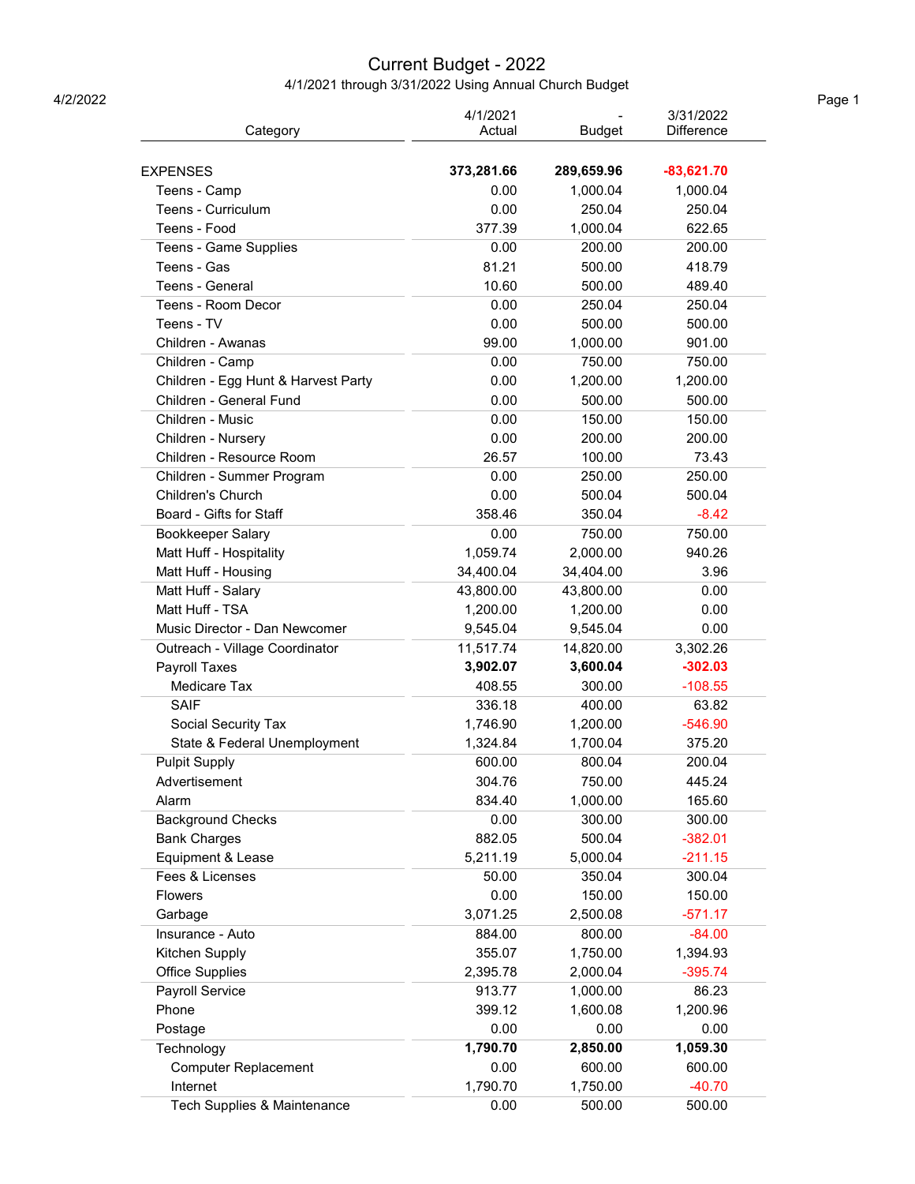# Current Budget - 2022

4/1/2021 through 3/31/2022 Using Annual Church Budget

4/2/2022

| Category | 4/1/2021 Actual | - Budget | 3/31/2022 Difference |
|---|---|---|---|
| **EXPENSES** | **373,281.66** | **289,659.96** | **-83,621.70** |
| Teens - Camp | 0.00 | 1,000.04 | 1,000.04 |
| Teens - Curriculum | 0.00 | 250.04 | 250.04 |
| Teens - Food | 377.39 | 1,000.04 | 622.65 |
| Teens - Game Supplies | 0.00 | 200.00 | 200.00 |
| Teens - Gas | 81.21 | 500.00 | 418.79 |
| Teens - General | 10.60 | 500.00 | 489.40 |
| Teens - Room Decor | 0.00 | 250.04 | 250.04 |
| Teens - TV | 0.00 | 500.00 | 500.00 |
| Children - Awanas | 99.00 | 1,000.00 | 901.00 |
| Children - Camp | 0.00 | 750.00 | 750.00 |
| Children - Egg Hunt & Harvest Party | 0.00 | 1,200.00 | 1,200.00 |
| Children - General Fund | 0.00 | 500.00 | 500.00 |
| Children - Music | 0.00 | 150.00 | 150.00 |
| Children - Nursery | 0.00 | 200.00 | 200.00 |
| Children - Resource Room | 26.57 | 100.00 | 73.43 |
| Children - Summer Program | 0.00 | 250.00 | 250.00 |
| Children's Church | 0.00 | 500.04 | 500.04 |
| Board - Gifts for Staff | 358.46 | 350.04 | -8.42 |
| Bookkeeper Salary | 0.00 | 750.00 | 750.00 |
| Matt Huff - Hospitality | 1,059.74 | 2,000.00 | 940.26 |
| Matt Huff - Housing | 34,400.04 | 34,404.00 | 3.96 |
| Matt Huff - Salary | 43,800.00 | 43,800.00 | 0.00 |
| Matt Huff - TSA | 1,200.00 | 1,200.00 | 0.00 |
| Music Director - Dan Newcomer | 9,545.04 | 9,545.04 | 0.00 |
| Outreach - Village Coordinator | 11,517.74 | 14,820.00 | 3,302.26 |
| **Payroll Taxes** | **3,902.07** | **3,600.04** | **-302.03** |
| Medicare Tax | 408.55 | 300.00 | -108.55 |
| SAIF | 336.18 | 400.00 | 63.82 |
| Social Security Tax | 1,746.90 | 1,200.00 | -546.90 |
| State & Federal Unemployment | 1,324.84 | 1,700.04 | 375.20 |
| Pulpit Supply | 600.00 | 800.04 | 200.04 |
| Advertisement | 304.76 | 750.00 | 445.24 |
| Alarm | 834.40 | 1,000.00 | 165.60 |
| Background Checks | 0.00 | 300.00 | 300.00 |
| Bank Charges | 882.05 | 500.04 | -382.01 |
| Equipment & Lease | 5,211.19 | 5,000.04 | -211.15 |
| Fees & Licenses | 50.00 | 350.04 | 300.04 |
| Flowers | 0.00 | 150.00 | 150.00 |
| Garbage | 3,071.25 | 2,500.08 | -571.17 |
| Insurance - Auto | 884.00 | 800.00 | -84.00 |
| Kitchen Supply | 355.07 | 1,750.00 | 1,394.93 |
| Office Supplies | 2,395.78 | 2,000.04 | -395.74 |
| Payroll Service | 913.77 | 1,000.00 | 86.23 |
| Phone | 399.12 | 1,600.08 | 1,200.96 |
| Postage | 0.00 | 0.00 | 0.00 |
| **Technology** | **1,790.70** | **2,850.00** | **1,059.30** |
| Computer Replacement | 0.00 | 600.00 | 600.00 |
| Internet | 1,790.70 | 1,750.00 | -40.70 |
| Tech Supplies & Maintenance | 0.00 | 500.00 | 500.00 |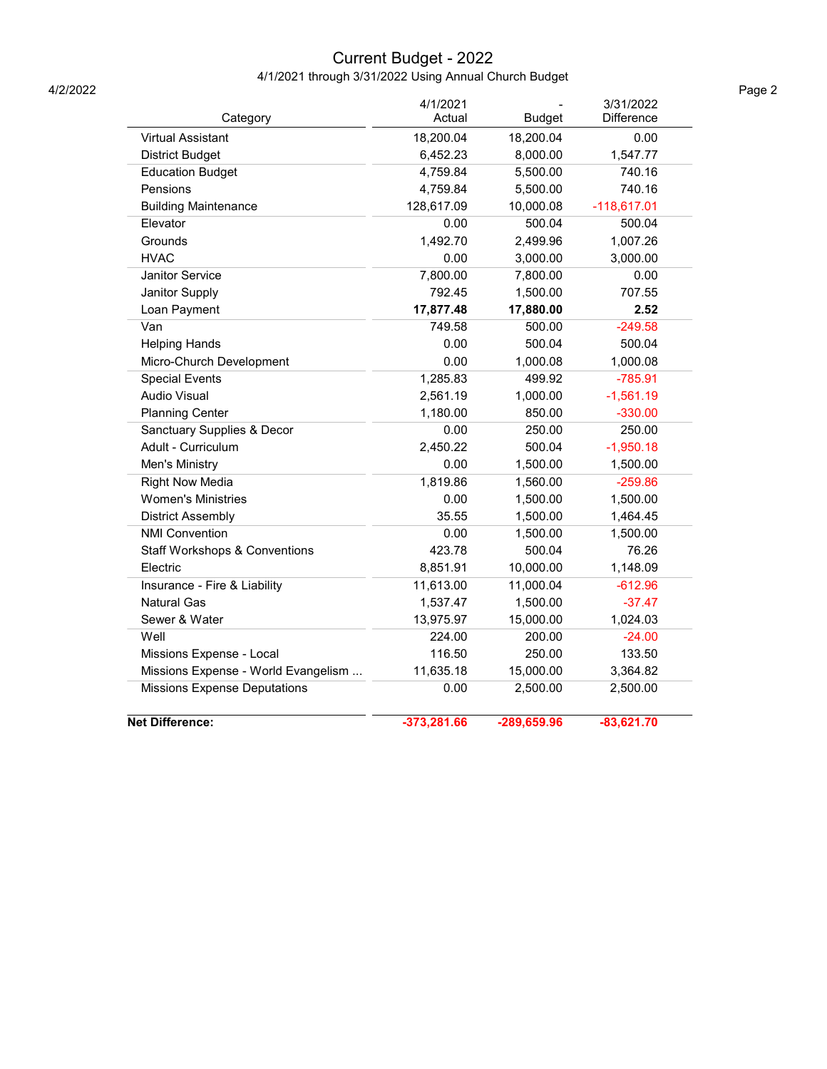# Current Budget - 2022

4/1/2021 through 3/31/2022 Using Annual Church Budget

4/2/2022

| Category | 4/1/2021 Actual | - Budget | 3/31/2022 Difference |
|---|---|---|---|
| Virtual Assistant | 18,200.04 | 18,200.04 | 0.00 |
| District Budget | 6,452.23 | 8,000.00 | 1,547.77 |
| Education Budget | 4,759.84 | 5,500.00 | 740.16 |
| Pensions | 4,759.84 | 5,500.00 | 740.16 |
| Building Maintenance | 128,617.09 | 10,000.08 | -118,617.01 |
| Elevator | 0.00 | 500.04 | 500.04 |
| Grounds | 1,492.70 | 2,499.96 | 1,007.26 |
| HVAC | 0.00 | 3,000.00 | 3,000.00 |
| Janitor Service | 7,800.00 | 7,800.00 | 0.00 |
| Janitor Supply | 792.45 | 1,500.00 | 707.55 |
| Loan Payment | **17,877.48** | **17,880.00** | **2.52** |
| Van | 749.58 | 500.00 | -249.58 |
| Helping Hands | 0.00 | 500.04 | 500.04 |
| Micro-Church Development | 0.00 | 1,000.08 | 1,000.08 |
| Special Events | 1,285.83 | 499.92 | -785.91 |
| Audio Visual | 2,561.19 | 1,000.00 | -1,561.19 |
| Planning Center | 1,180.00 | 850.00 | -330.00 |
| Sanctuary Supplies & Decor | 0.00 | 250.00 | 250.00 |
| Adult - Curriculum | 2,450.22 | 500.04 | -1,950.18 |
| Men's Ministry | 0.00 | 1,500.00 | 1,500.00 |
| Right Now Media | 1,819.86 | 1,560.00 | -259.86 |
| Women's Ministries | 0.00 | 1,500.00 | 1,500.00 |
| District Assembly | 35.55 | 1,500.00 | 1,464.45 |
| NMI Convention | 0.00 | 1,500.00 | 1,500.00 |
| Staff Workshops & Conventions | 423.78 | 500.04 | 76.26 |
| Electric | 8,851.91 | 10,000.00 | 1,148.09 |
| Insurance - Fire & Liability | 11,613.00 | 11,000.04 | -612.96 |
| Natural Gas | 1,537.47 | 1,500.00 | -37.47 |
| Sewer & Water | 13,975.97 | 15,000.00 | 1,024.03 |
| Well | 224.00 | 200.00 | -24.00 |
| Missions Expense - Local | 116.50 | 250.00 | 133.50 |
| Missions Expense - World Evangelism ... | 11,635.18 | 15,000.00 | 3,364.82 |
| Missions Expense Deputations | 0.00 | 2,500.00 | 2,500.00 |
| **Net Difference:** | **-373,281.66** | **-289,659.96** | **-83,621.70** |